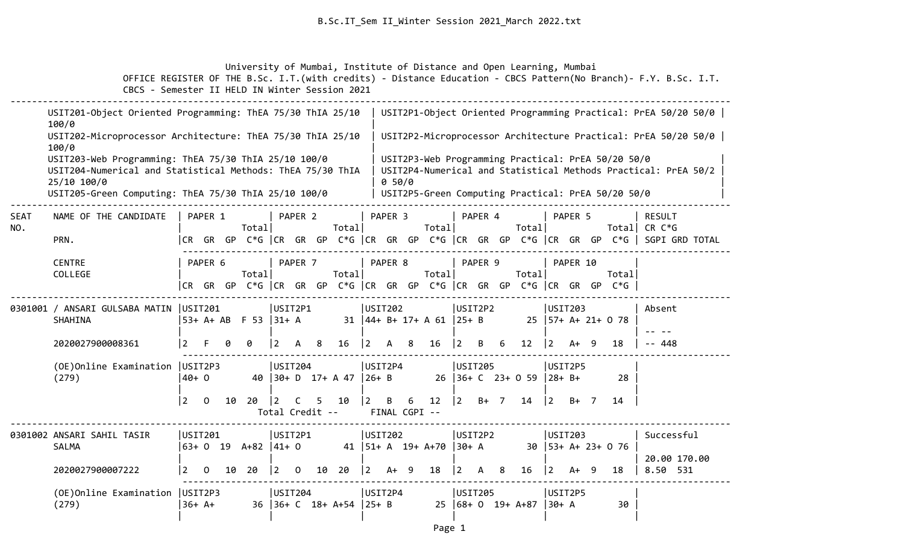University of Mumbai, Institute of Distance and Open Learning, Mumbai

OFFICE REGISTER OF THE B.Sc. I.T.(with credits) - Distance Education - CBCS Pattern(No Branch)- F.Y. B.Sc. I.T. CBCS - Semester II HELD IN Winter Session 2021

| Theory | Practical |
|---|---|
| USIT201-Object Oriented Programming: ThEA 75/30 ThIA 25/10 100/0 | USIT2P1-Object Oriented Programming Practical: PrEA 50/20 50/0 |
| USIT202-Microprocessor Architecture: ThEA 75/30 ThIA 25/10 100/0 | USIT2P2-Microprocessor Architecture Practical: PrEA 50/20 50/0 |
| USIT203-Web Programming: ThEA 75/30 ThIA 25/10 100/0 | USIT2P3-Web Programming Practical: PrEA 50/20 50/0 |
| USIT204-Numerical and Statistical Methods: ThEA 75/30 ThIA 25/10 100/0 | USIT2P4-Numerical and Statistical Methods Practical: PrEA 50/20 50/0 |
| USIT205-Green Computing: ThEA 75/30 ThIA 25/10 100/0 | USIT2P5-Green Computing Practical: PrEA 50/20 50/0 |

```
SEAT   NAME OF THE CANDIDATE   | PAPER 1         | PAPER 2         | PAPER 3         | PAPER 4         | PAPER 5         | RESULT
NO.                            |           Total |           Total |           Total |           Total |           Total | CR C*G
       PRN.                    |CR  GR  GP  C*G  |CR  GR  GP  C*G  |CR  GR  GP  C*G  |CR  GR  GP  C*G  |CR  GR  GP  C*G  | SGPI GRD TOTAL
       ------------------------------------------------------------------------------------------------------------------
       CENTRE                  | PAPER 6         | PAPER 7         | PAPER 8         | PAPER 9         | PAPER 10        |
       COLLEGE                 |           Total |           Total |           Total |           Total |           Total |
                               |CR  GR  GP  C*G  |CR  GR  GP  C*G  |CR  GR  GP  C*G  |CR  GR  GP  C*G  |CR  GR  GP  C*G  |
------------------------------------------------------------------------------------------------------------------------------
0301001 / ANSARI GULSABA MATIN |USIT201          |USIT2P1          |USIT202          |USIT2P2          |USIT203          | Absent
       SHAHINA                 |53+ A+ AB  F 53  |31+ A         31 |44+ B+ 17+ A 61  |25+ B         25 |57+ A+ 21+ O 78  |
                               |                 |                 |                 |                 |                 | -- --
       2020027900008361        |2   F   0   0    |2   A   8   16   |2   A   8   16   |2   B   6   12   |2   A+  9   18   | -- 448
       ------------------------------------------------------------------------------------------------------------------
       (OE)Online Examination  |USIT2P3          |USIT204          |USIT2P4          |USIT205          |USIT2P5          |
       (279)                   |40+ O         40 |30+ D  17+ A 47  |26+ B         26 |36+ C  23+ O 59  |28+ B+        28 |
                               |                 |                 |                 |                 |                 |
                               |2   O   10  20   |2   C   5   10   |2   B   6   12   |2   B+  7   14   |2   B+  7   14   |
                                        Total Credit --      FINAL CGPI --
------------------------------------------------------------------------------------------------------------------------------
0301002 ANSARI SAHIL TASIR     |USIT201          |USIT2P1          |USIT202          |USIT2P2          |USIT203          | Successful
       SALMA                   |63+ O  19  A+82  |41+ O         41 |51+ A  19+ A+70  |30+ A         30 |53+ A+ 23+ O 76  |
                               |                 |                 |                 |                 |                 | 20.00 170.00
       2020027900007222        |2   O   10  20   |2   O   10  20   |2   A+  9   18   |2   A   8   16   |2   A+  9   18   | 8.50  531
       ------------------------------------------------------------------------------------------------------------------
       (OE)Online Examination  |USIT2P3          |USIT204          |USIT2P4          |USIT205          |USIT2P5          |
       (279)                   |36+ A+        36 |36+ C  18+ A+54  |25+ B         25 |68+ O  19+ A+87  |30+ A         30 |
                               |                 |                 |                 |                 |                 |
```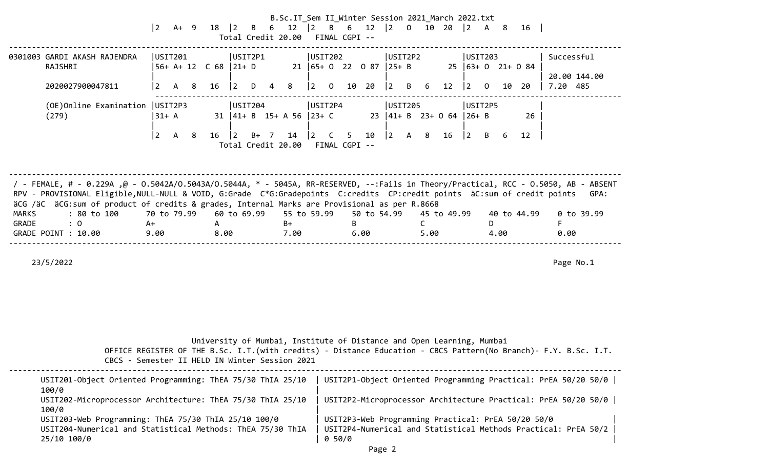```
                              |2   A+  9   18  |2   B   6   12  |2   B   6   12  |2   O   10  20  |2   A   8   16  |
                                           Total Credit 20.00   FINAL CGPI --
-------------------------------------------------------------------------------------------------------------------------------------------
0301003 GARDI AKASH RAJENDRA   |USIT201          |USIT2P1          |USIT202          |USIT2P2          |USIT203          | Successful
        RAJSHRI                |56+ A+ 12  C 68  |21+ D         21 |65+ O  22  O 87  |25+ B         25 |63+ O  21+ O 84  |
                               |                 |                 |                 |                 |                 | 20.00 144.00
        2020027900047811       |2   A   8   16   |2   D   4   8    |2   O   10  20   |2   B   6   12   |2   O   10  20   | 7.20  485
                               -------------------------------------------------------------------------------------------
        (OE)Online Examination |USIT2P3          |USIT204          |USIT2P4          |USIT205          |USIT2P5          |
        (279)                  |31+ A         31 |41+ B  15+ A 56  |23+ C         23 |41+ B  23+ O 64  |26+ B         26 |
                               |                 |                 |                 |                 |                 |
                               |2   A   8   16   |2   B+  7   14   |2   C   5   10   |2   A   8   16   |2   B   6   12   |
                                           Total Credit 20.00   FINAL CGPI --


-------------------------------------------------------------------------------------------------------------------------------------------
 / - FEMALE, # - 0.229A ,@ - O.5042A/O.5043A/O.5044A, * - 5045A, RR-RESERVED, --:Fails in Theory/Practical, RCC - O.5050, AB - ABSENT
 RPV - PROVISIONAL Eligible,NULL-NULL & VOID, G:Grade  C*G:Gradepoints  C:credits  CP:credit points  äC:sum of credit points   GPA:
 äCG /äC  äCG:sum of product of credits & grades, Internal Marks are Provisional as per R.8668
 MARKS       : 80 to 100      70 to 79.99    60 to 69.99    55 to 59.99    50 to 54.99    45 to 49.99    40 to 44.99    0 to 39.99
 GRADE       : O              A+             A              B+             B              C              D              F
 GRADE POINT : 10.00          9.00           8.00           7.00           6.00           5.00           4.00           0.00
-------------------------------------------------------------------------------------------------------------------------------------------

    23/5/2022                                                                                                                  Page No.1
```

University of Mumbai, Institute of Distance and Open Learning, Mumbai

OFFICE REGISTER OF THE B.Sc. I.T.(with credits) - Distance Education - CBCS Pattern(No Branch)- F.Y. B.Sc. I.T. CBCS - Semester II HELD IN Winter Session 2021

```
-------------------------------------------------------------------------------------------------------------------------------------------
      USIT201-Object Oriented Programming: ThEA 75/30 ThIA 25/10   | USIT2P1-Object Oriented Programming Practical: PrEA 50/20 50/0 |
      100/0                                                        |
      USIT202-Microprocessor Architecture: ThEA 75/30 ThIA 25/10   | USIT2P2-Microprocessor Architecture Practical: PrEA 50/20 50/0 |
      100/0                                                        |
      USIT203-Web Programming: ThEA 75/30 ThIA 25/10 100/0         | USIT2P3-Web Programming Practical: PrEA 50/20 50/0             |
      USIT204-Numerical and Statistical Methods: ThEA 75/30 ThIA   | USIT2P4-Numerical and Statistical Methods Practical: PrEA 50/2 |
      25/10 100/0                                                  | 0 50/0                                                         |
```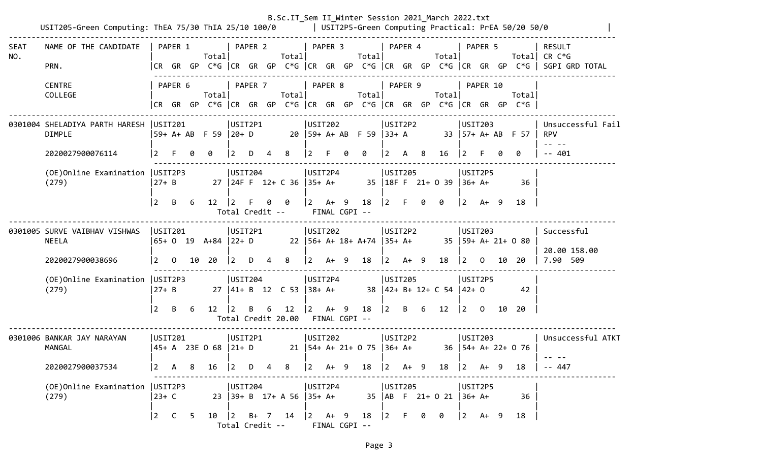```
USIT205-Green Computing: ThEA 75/30 ThIA 25/10 100/0        | USIT2P5-Green Computing Practical: PrEA 50/20 50/0              |
--------------------------------------------------------------------------------------------------------------------------------------
SEAT    NAME OF THE CANDIDATE   | PAPER 1          | PAPER 2          | PAPER 3          | PAPER 4          | PAPER 5          | RESULT
NO.                             |             Total|             Total|             Total|             Total|             Total| CR C*G
        PRN.                    |CR  GR  GP  C*G  |CR  GR  GP  C*G  |CR  GR  GP  C*G  |CR  GR  GP  C*G  |CR  GR  GP  C*G  | SGPI GRD TOTAL
                                 -----------------------------------------------------------------------------------------------------
        CENTRE                  | PAPER 6          | PAPER 7          | PAPER 8          | PAPER 9          | PAPER 10         |
        COLLEGE                 |             Total|             Total|             Total|             Total|             Total|
                                |CR  GR  GP  C*G  |CR  GR  GP  C*G  |CR  GR  GP  C*G  |CR  GR  GP  C*G  |CR  GR  GP  C*G  |
--------------------------------------------------------------------------------------------------------------------------------------
0301004 SHELADIYA PARTH HARESH  |USIT201          |USIT2P1          |USIT202          |USIT2P2          |USIT203          | Unsuccessful Fail
        DIMPLE                  |59+ A+ AB  F 59  |20+ D         20 |59+ A+ AB  F 59  |33+ A         33 |57+ A+ AB  F 57  | RPV
                                |                 |                 |                 |                 |                 | -- --
        2020027900076114        |2   F   0   0    |2   D   4   8    |2   F   0   0    |2   A   8   16   |2   F   0   0    | -- 401
                                 -----------------------------------------------------------------------------------------------------
        (OE)Online Examination  |USIT2P3          |USIT204          |USIT2P4          |USIT205          |USIT2P5          |
        (279)                   |27+ B         27 |24F F  12+ C 36  |35+ A+        35 |18F F  21+ O 39  |36+ A+        36 |
                                |                 |                 |                 |                 |                 |
                                |2   B   6   12   |2   F   0   0    |2   A+  9   18   |2   F   0   0    |2   A+  9   18   |
                                          Total Credit --      FINAL CGPI --
--------------------------------------------------------------------------------------------------------------------------------------
0301005 SURVE VAIBHAV VISHWAS   |USIT201          |USIT2P1          |USIT202          |USIT2P2          |USIT203          | Successful
        NEELA                   |65+ O  19  A+84  |22+ D         22 |56+ A+ 18+ A+74  |35+ A+        35 |59+ A+ 21+ O 80  |
                                |                 |                 |                 |                 |                 | 20.00 158.00
        2020027900038696        |2   O   10  20   |2   D   4   8    |2   A+  9   18   |2   A+  9   18   |2   O   10  20   | 7.90  509
                                 -----------------------------------------------------------------------------------------------------
        (OE)Online Examination  |USIT2P3          |USIT204          |USIT2P4          |USIT205          |USIT2P5          |
        (279)                   |27+ B         27 |41+ B  12  C 53  |38+ A+        38 |42+ B+ 12+ C 54  |42+ O         42 |
                                |                 |                 |                 |                 |                 |
                                |2   B   6   12   |2   B   6   12   |2   A+  9   18   |2   B   6   12   |2   O   10  20   |
                                          Total Credit 20.00   FINAL CGPI --
--------------------------------------------------------------------------------------------------------------------------------------
0301006 BANKAR JAY NARAYAN      |USIT201          |USIT2P1          |USIT202          |USIT2P2          |USIT203          | Unsuccessful ATKT
        MANGAL                  |45+ A  23E O 68  |21+ D         21 |54+ A+ 21+ O 75  |36+ A+        36 |54+ A+ 22+ O 76  |
                                |                 |                 |                 |                 |                 | -- --
        2020027900037534        |2   A   8   16   |2   D   4   8    |2   A+  9   18   |2   A+  9   18   |2   A+  9   18   | -- 447
                                 -----------------------------------------------------------------------------------------------------
        (OE)Online Examination  |USIT2P3          |USIT204          |USIT2P4          |USIT205          |USIT2P5          |
        (279)                   |23+ C         23 |39+ B  17+ A 56  |35+ A+        35 |AB  F  21+ O 21  |36+ A+        36 |
                                |                 |                 |                 |                 |                 |
                                |2   C   5   10   |2   B+  7   14   |2   A+  9   18   |2   F   0   0    |2   A+  9   18   |
                                          Total Credit --      FINAL CGPI --
```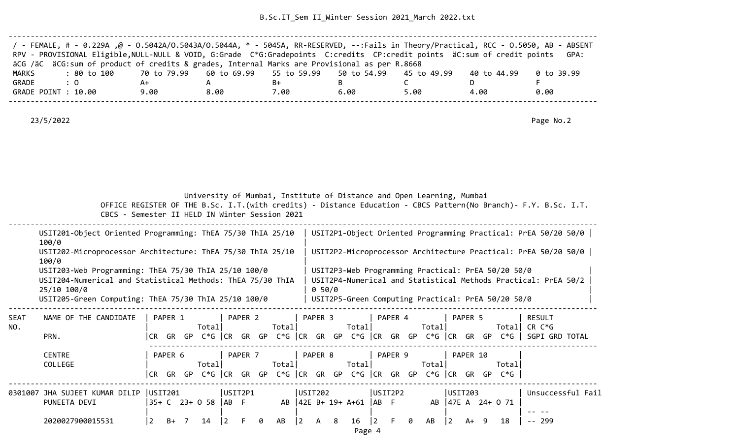/ - FEMALE, # - 0.229A ,@ - O.5042A/O.5043A/O.5044A, * - 5045A, RR-RESERVED, --:Fails in Theory/Practical, RCC - O.5050, AB - ABSENT
RPV - PROVISIONAL Eligible,NULL-NULL & VOID, G:Grade C*G:Gradepoints C:credits CP:credit points äC:sum of credit points GPA: äCG /äC äCG:sum of product of credits & grades, Internal Marks are Provisional as per R.8668

| MARKS | : 80 to 100 | 70 to 79.99 | 60 to 69.99 | 55 to 59.99 | 50 to 54.99 | 45 to 49.99 | 40 to 44.99 | 0 to 39.99 |
|---|---|---|---|---|---|---|---|---|
| GRADE | : O | A+ | A | B+ | B | C | D | F |
| GRADE POINT | : 10.00 | 9.00 | 8.00 | 7.00 | 6.00 | 5.00 | 4.00 | 0.00 |

23/5/2022 Page No.2

University of Mumbai, Institute of Distance and Open Learning, Mumbai
OFFICE REGISTER OF THE B.Sc. I.T.(with credits) - Distance Education - CBCS Pattern(No Branch)- F.Y. B.Sc. I.T.
CBCS - Semester II HELD IN Winter Session 2021

| Theory | Practical |
|---|---|
| USIT201-Object Oriented Programming: ThEA 75/30 ThIA 25/10 100/0 | USIT2P1-Object Oriented Programming Practical: PrEA 50/20 50/0 |
| USIT202-Microprocessor Architecture: ThEA 75/30 ThIA 25/10 100/0 | USIT2P2-Microprocessor Architecture Practical: PrEA 50/20 50/0 |
| USIT203-Web Programming: ThEA 75/30 ThIA 25/10 100/0 | USIT2P3-Web Programming Practical: PrEA 50/20 50/0 |
| USIT204-Numerical and Statistical Methods: ThEA 75/30 ThIA 25/10 100/0 | USIT2P4-Numerical and Statistical Methods Practical: PrEA 50/20 50/0 |
| USIT205-Green Computing: ThEA 75/30 ThIA 25/10 100/0 | USIT2P5-Green Computing Practical: PrEA 50/20 50/0 |

| SEAT NO. | NAME OF THE CANDIDATE / PRN. | PAPER 1 Total / CR GR GP C*G | PAPER 2 Total / CR GR GP C*G | PAPER 3 Total / CR GR GP C*G | PAPER 4 Total / CR GR GP C*G | PAPER 5 Total / CR GR GP C*G | RESULT / CR C*G / SGPI GRD TOTAL |
|---|---|---|---|---|---|---|---|
| | CENTRE / COLLEGE | PAPER 6 Total / CR GR GP C*G | PAPER 7 Total / CR GR GP C*G | PAPER 8 Total / CR GR GP C*G | PAPER 9 Total / CR GR GP C*G | PAPER 10 Total / CR GR GP C*G | |
| 0301007 | JHA SUJEET KUMAR DILIP PUNEETA DEVI | USIT201 35+ C 23+ O 58 | USIT2P1 AB F AB | USIT202 42E B+ 19+ A+61 | USIT2P2 AB F AB | USIT203 47E A 24+ O 71 | Unsuccessful Fail |
| | | | | | | | -- -- |
| | 2020027900015531 | 2 B+ 7 14 | 2 F 0 AB | 2 A 8 16 | 2 F 0 AB | 2 A+ 9 18 | -- 299 |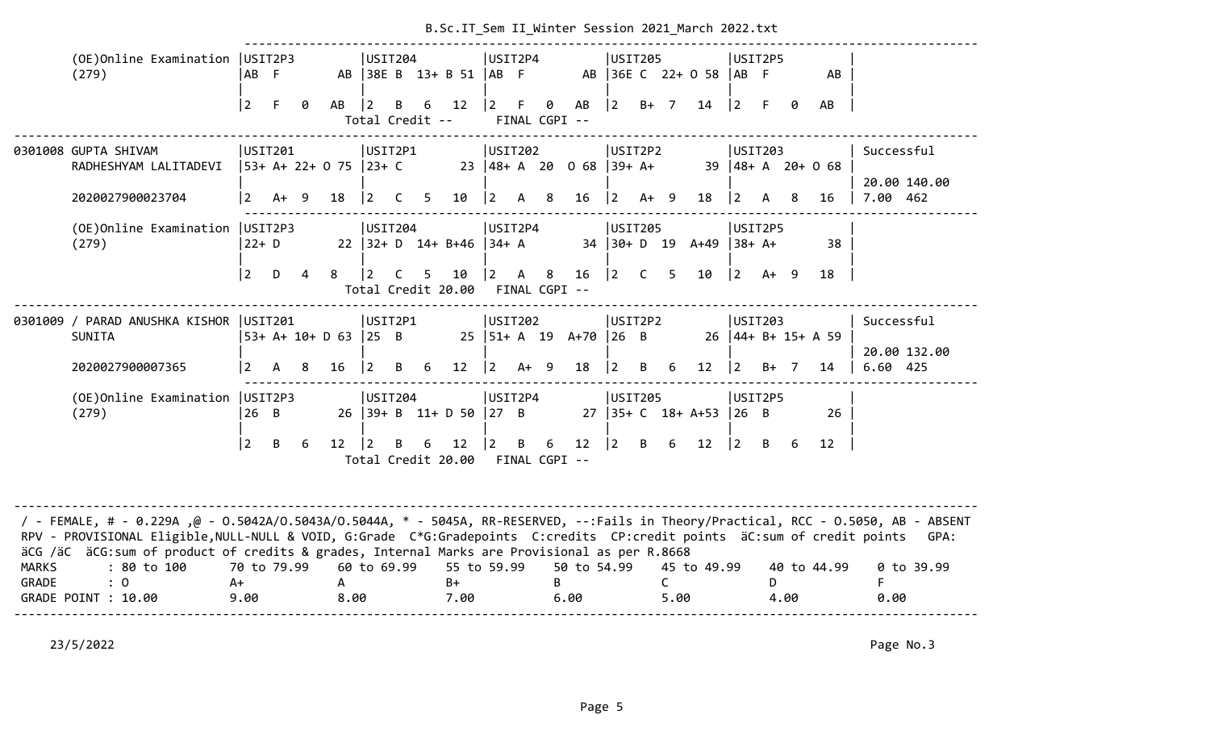| | USIT2P3 | USIT204 | USIT2P4 | USIT205 | USIT2P5 | |
|---|---|---|---|---|---|---|
| (OE)Online Examination (279) | AB F AB | 38E B 13+ B 51 | AB F AB | 36E C 22+ O 58 | AB F AB | |
| | 2 F 0 AB | 2 B 6 12 | 2 F 0 AB | 2 B+ 7 14 | 2 F 0 AB | |
| | | Total Credit -- | FINAL CGPI -- | | | |

| | USIT201 | USIT2P1 | USIT202 | USIT2P2 | USIT203 | |
|---|---|---|---|---|---|---|
| 0301008 GUPTA SHIVAM RADHESHYAM LALITADEVI | 53+ A+ 22+ O 75 | 23+ C 23 | 48+ A 20 O 68 | 39+ A+ 39 | 48+ A 20+ O 68 | Successful |
| 2020027900023704 | 2 A+ 9 18 | 2 C 5 10 | 2 A 8 16 | 2 A+ 9 18 | 2 A 8 16 | 20.00 140.00 7.00 462 |
| | USIT2P3 | USIT204 | USIT2P4 | USIT205 | USIT2P5 | |
| (OE)Online Examination (279) | 22+ D 22 | 32+ D 14+ B+46 | 34+ A 34 | 30+ D 19 A+49 | 38+ A+ 38 | |
| | 2 D 4 8 | 2 C 5 10 | 2 A 8 16 | 2 C 5 10 | 2 A+ 9 18 | |
| | | Total Credit 20.00 | FINAL CGPI -- | | | |

| | USIT201 | USIT2P1 | USIT202 | USIT2P2 | USIT203 | |
|---|---|---|---|---|---|---|
| 0301009 / PARAD ANUSHKA KISHOR SUNITA | 53+ A+ 10+ D 63 | 25 B 25 | 51+ A 19 A+70 | 26 B 26 | 44+ B+ 15+ A 59 | Successful |
| 2020027900007365 | 2 A 8 16 | 2 B 6 12 | 2 A+ 9 18 | 2 B 6 12 | 2 B+ 7 14 | 20.00 132.00 6.60 425 |
| | USIT2P3 | USIT204 | USIT2P4 | USIT205 | USIT2P5 | |
| (OE)Online Examination (279) | 26 B 26 | 39+ B 11+ D 50 | 27 B 27 | 35+ C 18+ A+53 | 26 B 26 | |
| | 2 B 6 12 | 2 B 6 12 | 2 B 6 12 | 2 B 6 12 | 2 B 6 12 | |
| | | Total Credit 20.00 | FINAL CGPI -- | | | |

/ - FEMALE, # - 0.229A ,@ - O.5042A/O.5043A/O.5044A, * - 5045A, RR-RESERVED, --:Fails in Theory/Practical, RCC - O.5050, AB - ABSENT
RPV - PROVISIONAL Eligible,NULL-NULL & VOID, G:Grade C*G:Gradepoints C:credits CP:credit points äC:sum of credit points GPA: äCG /äC äCG:sum of product of credits & grades, Internal Marks are Provisional as per R.8668

| MARKS | : 80 to 100 | 70 to 79.99 | 60 to 69.99 | 55 to 59.99 | 50 to 54.99 | 45 to 49.99 | 40 to 44.99 | 0 to 39.99 |
|---|---|---|---|---|---|---|---|---|
| GRADE | : O | A+ | A | B+ | B | C | D | F |
| GRADE POINT | : 10.00 | 9.00 | 8.00 | 7.00 | 6.00 | 5.00 | 4.00 | 0.00 |

23/5/2022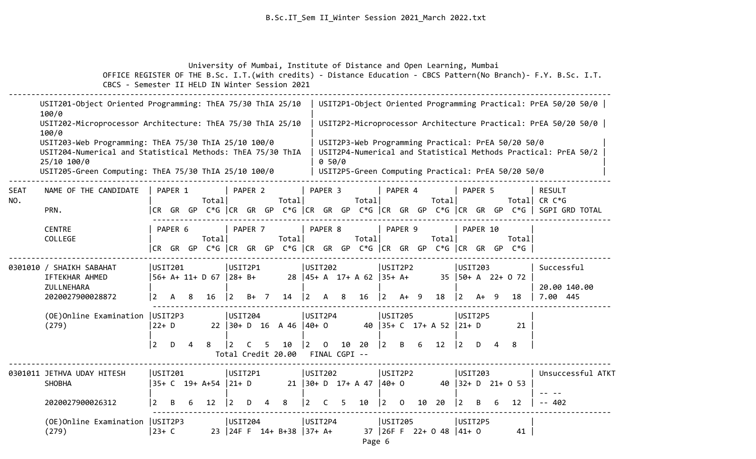University of Mumbai, Institute of Distance and Open Learning, Mumbai

OFFICE REGISTER OF THE B.Sc. I.T.(with credits) - Distance Education - CBCS Pattern(No Branch)- F.Y. B.Sc. I.T.

CBCS - Semester II HELD IN Winter Session 2021

| Theory | Practical |
|---|---|
| USIT201-Object Oriented Programming: ThEA 75/30 ThIA 25/10 100/0 | USIT2P1-Object Oriented Programming Practical: PrEA 50/20 50/0 |
| USIT202-Microprocessor Architecture: ThEA 75/30 ThIA 25/10 100/0 | USIT2P2-Microprocessor Architecture Practical: PrEA 50/20 50/0 |
| USIT203-Web Programming: ThEA 75/30 ThIA 25/10 100/0 | USIT2P3-Web Programming Practical: PrEA 50/20 50/0 |
| USIT204-Numerical and Statistical Methods: ThEA 75/30 ThIA 25/10 100/0 | USIT2P4-Numerical and Statistical Methods Practical: PrEA 50/20 50/0 |
| USIT205-Green Computing: ThEA 75/30 ThIA 25/10 100/0 | USIT2P5-Green Computing Practical: PrEA 50/20 50/0 |

| SEAT NO. | NAME OF THE CANDIDATE / PRN. / CENTRE / COLLEGE | PAPER 1 / PAPER 6 (Total; CR GR GP C*G) | PAPER 2 / PAPER 7 (Total; CR GR GP C*G) | PAPER 3 / PAPER 8 (Total; CR GR GP C*G) | PAPER 4 / PAPER 9 (Total; CR GR GP C*G) | PAPER 5 / PAPER 10 (Total; CR GR GP C*G) | RESULT / CR C*G / SGPI GRD TOTAL |
|---|---|---|---|---|---|---|---|
| 0301010 | / SHAIKH SABAHAT IFTEKHAR AHMED ZULLNEHARA | USIT201: 56+ A+ 11+ D 67 | USIT2P1: 28+ B+ 28 | USIT202: 45+ A 17+ A 62 | USIT2P2: 35+ A+ 35 | USIT203: 50+ A 22+ O 72 | Successful |
| | 2020027900028872 | 2 A 8 16 | 2 B+ 7 14 | 2 A 8 16 | 2 A+ 9 18 | 2 A+ 9 18 | 20.00 140.00 / 7.00 445 |
| | (OE)Online Examination (279) | USIT2P3: 22+ D 22 | USIT204: 30+ D 16 A 46 | USIT2P4: 40+ O 40 | USIT205: 35+ C 17+ A 52 | USIT2P5: 21+ D 21 | |
| | | 2 D 4 8 | 2 C 5 10 | 2 O 10 20 | 2 B 6 12 | 2 D 4 8 | |
| | | Total Credit 20.00 | FINAL CGPI -- | | | | |
| 0301011 | JETHVA UDAY HITESH SHOBHA | USIT201: 35+ C 19+ A+54 | USIT2P1: 21+ D 21 | USIT202: 30+ D 17+ A 47 | USIT2P2: 40+ O 40 | USIT203: 32+ D 21+ O 53 | Unsuccessful ATKT |
| | 2020027900026312 | 2 B 6 12 | 2 D 4 8 | 2 C 5 10 | 2 O 10 20 | 2 B 6 12 | -- -- / -- 402 |
| | (OE)Online Examination (279) | USIT2P3: 23+ C 23 | USIT204: 24F F 14+ B+38 | USIT2P4: 37+ A+ 37 | USIT205: 26F F 22+ O 48 | USIT2P5: 41+ O 41 | |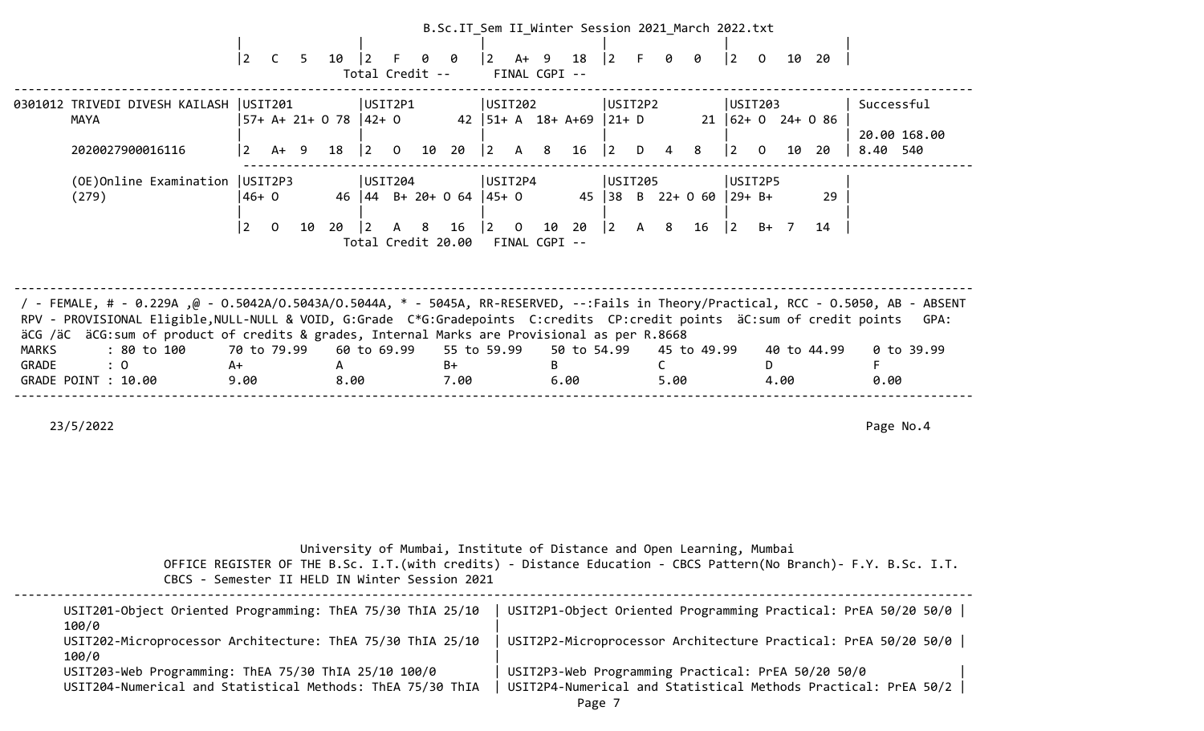| | | | | | |
|---|---|---|---|---|---|
| | 2 C 5 10 | 2 F 0 0 | 2 A+ 9 18 | 2 F 0 0 | 2 O 10 20 | |
| | | Total Credit -- | FINAL CGPI -- | | | |

| | | | | | | |
|---|---|---|---|---|---|---|
| 0301012 TRIVEDI DIVESH KAILASH MAYA | USIT201<br>57+ A+ 21+ O 78 | USIT2P1<br>42+ O 42 | USIT202<br>51+ A 18+ A+69 | USIT2P2<br>21+ D 21 | USIT203<br>62+ O 24+ O 86 | Successful<br><br>20.00 168.00 |
| 2020027900016116 | 2 A+ 9 18 | 2 O 10 20 | 2 A 8 16 | 2 D 4 8 | 2 O 10 20 | 8.40 540 |
| (OE)Online Examination (279) | USIT2P3<br>46+ O 46 | USIT204<br>44 B+ 20+ O 64 | USIT2P4<br>45+ O 45 | USIT205<br>38 B 22+ O 60 | USIT2P5<br>29+ B+ 29 | |
| | 2 O 10 20 | 2 A 8 16 | 2 O 10 20 | 2 A 8 16 | 2 B+ 7 14 | |
| | | Total Credit 20.00 | FINAL CGPI -- | | | |

/ - FEMALE, # - 0.229A ,@ - O.5042A/O.5043A/O.5044A, * - 5045A, RR-RESERVED, --:Fails in Theory/Practical, RCC - O.5050, AB - ABSENT
RPV - PROVISIONAL Eligible,NULL-NULL & VOID, G:Grade C*G:Gradepoints C:credits CP:credit points äC:sum of credit points GPA: äCG /äC äCG:sum of product of credits & grades, Internal Marks are Provisional as per R.8668

| MARKS | : 80 to 100 | 70 to 79.99 | 60 to 69.99 | 55 to 59.99 | 50 to 54.99 | 45 to 49.99 | 40 to 44.99 | 0 to 39.99 |
|---|---|---|---|---|---|---|---|---|
| GRADE | : O | A+ | A | B+ | B | C | D | F |
| GRADE POINT | : 10.00 | 9.00 | 8.00 | 7.00 | 6.00 | 5.00 | 4.00 | 0.00 |

23/5/2022

Page No.4

University of Mumbai, Institute of Distance and Open Learning, Mumbai
OFFICE REGISTER OF THE B.Sc. I.T.(with credits) - Distance Education - CBCS Pattern(No Branch)- F.Y. B.Sc. I.T.
CBCS - Semester II HELD IN Winter Session 2021

| | |
|---|---|
| USIT201-Object Oriented Programming: ThEA 75/30 ThIA 25/10 100/0 | USIT2P1-Object Oriented Programming Practical: PrEA 50/20 50/0 |
| USIT202-Microprocessor Architecture: ThEA 75/30 ThIA 25/10 100/0 | USIT2P2-Microprocessor Architecture Practical: PrEA 50/20 50/0 |
| USIT203-Web Programming: ThEA 75/30 ThIA 25/10 100/0 | USIT2P3-Web Programming Practical: PrEA 50/20 50/0 |
| USIT204-Numerical and Statistical Methods: ThEA 75/30 ThIA | USIT2P4-Numerical and Statistical Methods Practical: PrEA 50/2 |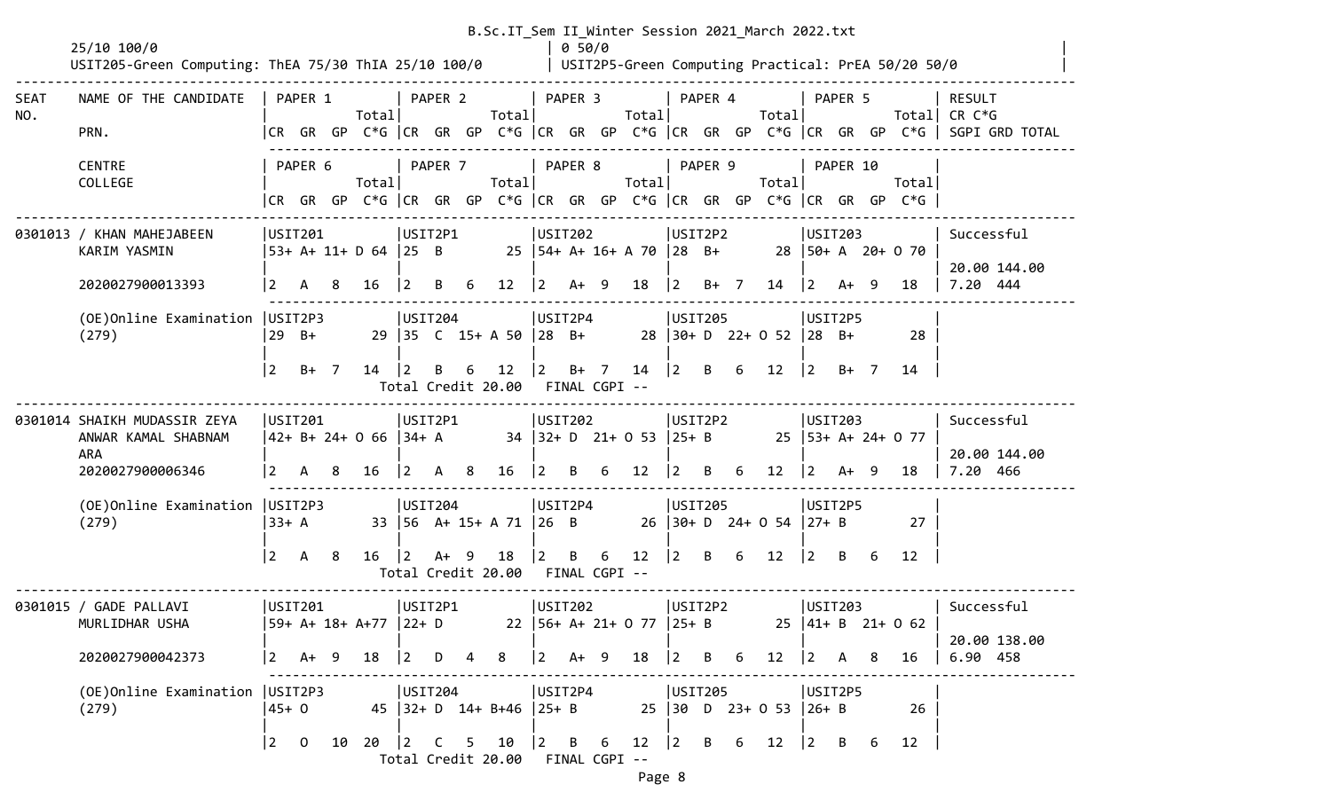B.Sc.IT_Sem II_Winter Session 2021_March 2022.txt

25/10 100/0 | 0 50/0 |
USIT205-Green Computing: ThEA 75/30 ThIA 25/10 100/0 | USIT2P5-Green Computing Practical: PrEA 50/20 50/0 |

```
-------------------------------------------------------------------------------------------------------------------------------------------------------
SEAT   NAME OF THE CANDIDATE   | PAPER 1          | PAPER 2          | PAPER 3          | PAPER 4          | PAPER 5          | RESULT
NO.                            |             Total|             Total|             Total|             Total|             Total| CR C*G
       PRN.                    |CR  GR  GP  C*G |CR  GR  GP  C*G |CR  GR  GP  C*G |CR  GR  GP  C*G |CR  GR  GP  C*G | SGPI GRD TOTAL
                               -------------------------------------------------------------------------------------------------------------------
       CENTRE                  | PAPER 6          | PAPER 7          | PAPER 8          | PAPER 9          | PAPER 10         |
       COLLEGE                 |             Total|             Total|             Total|             Total|             Total|
                               |CR  GR  GP  C*G |CR  GR  GP  C*G |CR  GR  GP  C*G |CR  GR  GP  C*G |CR  GR  GP  C*G |
-------------------------------------------------------------------------------------------------------------------------------------------------------
0301013 / KHAN MAHEJABEEN      |USIT201          |USIT2P1          |USIT202          |USIT2P2          |USIT203          | Successful
       KARIM YASMIN            |53+ A+ 11+ D 64  |25  B         25 |54+ A+ 16+ A 70  |28  B+        28 |50+ A  20+ O 70  |
                               |                 |                 |                 |                 |                 | 20.00 144.00
       2020027900013393        |2   A   8   16   |2   B   6   12   |2   A+  9   18   |2   B+  7   14   |2   A+  9   18   | 7.20  444
                               -------------------------------------------------------------------------------------------------------------------
       (OE)Online Examination  |USIT2P3          |USIT204          |USIT2P4          |USIT205          |USIT2P5          |
       (279)                   |29  B+        29 |35  C  15+ A 50  |28  B+        28 |30+ D  22+ O 52  |28  B+        28 |
                               |                 |                 |                 |                 |                 |
                               |2   B+  7   14   |2   B   6   12   |2   B+  7   14   |2   B   6   12   |2   B+  7   14   |
                                                 Total Credit 20.00   FINAL CGPI --
-------------------------------------------------------------------------------------------------------------------------------------------------------
0301014 SHAIKH MUDASSIR ZEYA   |USIT201          |USIT2P1          |USIT202          |USIT2P2          |USIT203          | Successful
       ANWAR KAMAL SHABNAM     |42+ B+ 24+ O 66  |34+ A         34 |32+ D  21+ O 53  |25+ B         25 |53+ A+ 24+ O 77  |
       ARA                     |                 |                 |                 |                 |                 | 20.00 144.00
       2020027900006346        |2   A   8   16   |2   A   8   16   |2   B   6   12   |2   B   6   12   |2   A+  9   18   | 7.20  466
                               -------------------------------------------------------------------------------------------------------------------
       (OE)Online Examination  |USIT2P3          |USIT204          |USIT2P4          |USIT205          |USIT2P5          |
       (279)                   |33+ A         33 |56  A+ 15+ A 71  |26  B         26 |30+ D  24+ O 54  |27+ B         27 |
                               |                 |                 |                 |                 |                 |
                               |2   A   8   16   |2   A+  9   18   |2   B   6   12   |2   B   6   12   |2   B   6   12   |
                                                 Total Credit 20.00   FINAL CGPI --
-------------------------------------------------------------------------------------------------------------------------------------------------------
0301015 / GADE PALLAVI         |USIT201          |USIT2P1          |USIT202          |USIT2P2          |USIT203          | Successful
       MURLIDHAR USHA          |59+ A+ 18+ A+77  |22+ D         22 |56+ A+ 21+ O 77  |25+ B         25 |41+ B  21+ O 62  |
                               |                 |                 |                 |                 |                 | 20.00 138.00
       2020027900042373        |2   A+  9   18   |2   D   4   8    |2   A+  9   18   |2   B   6   12   |2   A   8   16   | 6.90  458
                               -------------------------------------------------------------------------------------------------------------------
       (OE)Online Examination  |USIT2P3          |USIT204          |USIT2P4          |USIT205          |USIT2P5          |
       (279)                   |45+ O         45 |32+ D  14+ B+46  |25+ B         25 |30  D  23+ O 53  |26+ B         26 |
                               |                 |                 |                 |                 |                 |
                               |2   O   10  20   |2   C   5   10   |2   B   6   12   |2   B   6   12   |2   B   6   12   |
                                                 Total Credit 20.00   FINAL CGPI --
```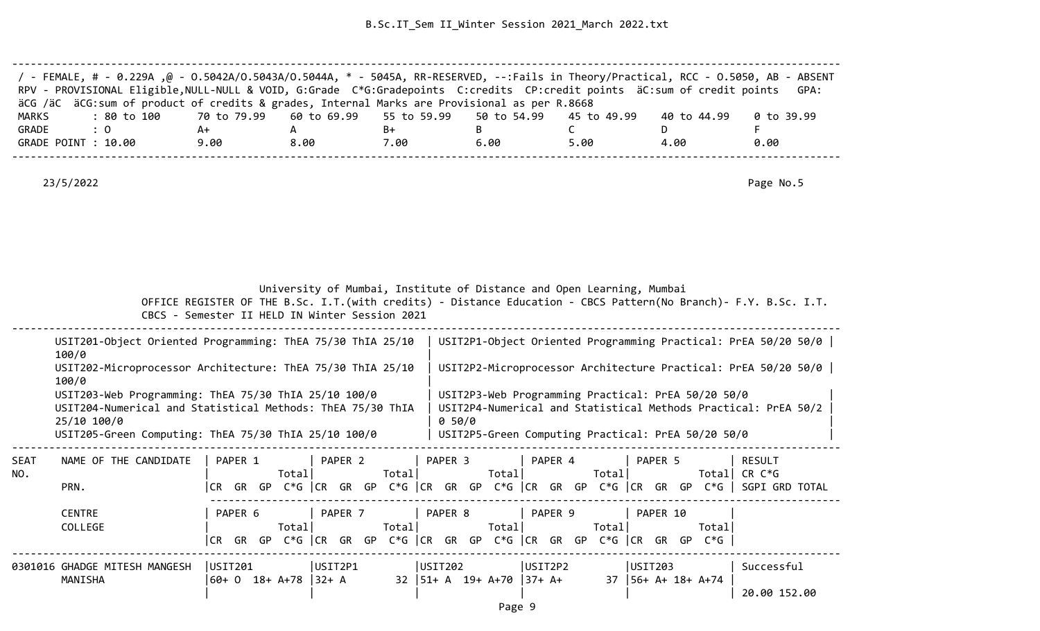/ - FEMALE, # - 0.229A ,@ - O.5042A/O.5043A/O.5044A, * - 5045A, RR-RESERVED, --:Fails in Theory/Practical, RCC - O.5050, AB - ABSENT
RPV - PROVISIONAL Eligible,NULL-NULL & VOID, G:Grade C*G:Gradepoints C:credits CP:credit points äC:sum of credit points GPA:
äCG /äC äCG:sum of product of credits & grades, Internal Marks are Provisional as per R.8668

| MARKS | : 80 to 100 | 70 to 79.99 | 60 to 69.99 | 55 to 59.99 | 50 to 54.99 | 45 to 49.99 | 40 to 44.99 | 0 to 39.99 |
|---|---|---|---|---|---|---|---|---|
| GRADE | : O | A+ | A | B+ | B | C | D | F |
| GRADE POINT | : 10.00 | 9.00 | 8.00 | 7.00 | 6.00 | 5.00 | 4.00 | 0.00 |

23/5/2022

Page No.5

University of Mumbai, Institute of Distance and Open Learning, Mumbai

OFFICE REGISTER OF THE B.Sc. I.T.(with credits) - Distance Education - CBCS Pattern(No Branch)- F.Y. B.Sc. I.T. CBCS - Semester II HELD IN Winter Session 2021

| | |
|---|---|
| USIT201-Object Oriented Programming: ThEA 75/30 ThIA 25/10 100/0 | USIT2P1-Object Oriented Programming Practical: PrEA 50/20 50/0 |
| USIT202-Microprocessor Architecture: ThEA 75/30 ThIA 25/10 100/0 | USIT2P2-Microprocessor Architecture Practical: PrEA 50/20 50/0 |
| USIT203-Web Programming: ThEA 75/30 ThIA 25/10 100/0 | USIT2P3-Web Programming Practical: PrEA 50/20 50/0 |
| USIT204-Numerical and Statistical Methods: ThEA 75/30 ThIA 25/10 100/0 | USIT2P4-Numerical and Statistical Methods Practical: PrEA 50/2 0 50/0 |
| USIT205-Green Computing: ThEA 75/30 ThIA 25/10 100/0 | USIT2P5-Green Computing Practical: PrEA 50/20 50/0 |

| SEAT NO. | NAME OF THE CANDIDATE / PRN. | PAPER 1 (CR GR GP C*G Total) | PAPER 2 (CR GR GP C*G Total) | PAPER 3 (CR GR GP C*G Total) | PAPER 4 (CR GR GP C*G Total) | PAPER 5 (CR GR GP C*G Total) | RESULT (CR C*G SGPI GRD TOTAL) |
|---|---|---|---|---|---|---|---|
| | CENTRE / COLLEGE | PAPER 6 (CR GR GP C*G Total) | PAPER 7 (CR GR GP C*G Total) | PAPER 8 (CR GR GP C*G Total) | PAPER 9 (CR GR GP C*G Total) | PAPER 10 (CR GR GP C*G Total) | |
| 0301016 | GHADGE MITESH MANGESH MANISHA | USIT201 60+ O 18+ A+78 | USIT2P1 32+ A 32 | USIT202 51+ A 19+ A+70 | USIT2P2 37+ A+ 37 | USIT203 56+ A+ 18+ A+74 | Successful 20.00 152.00 |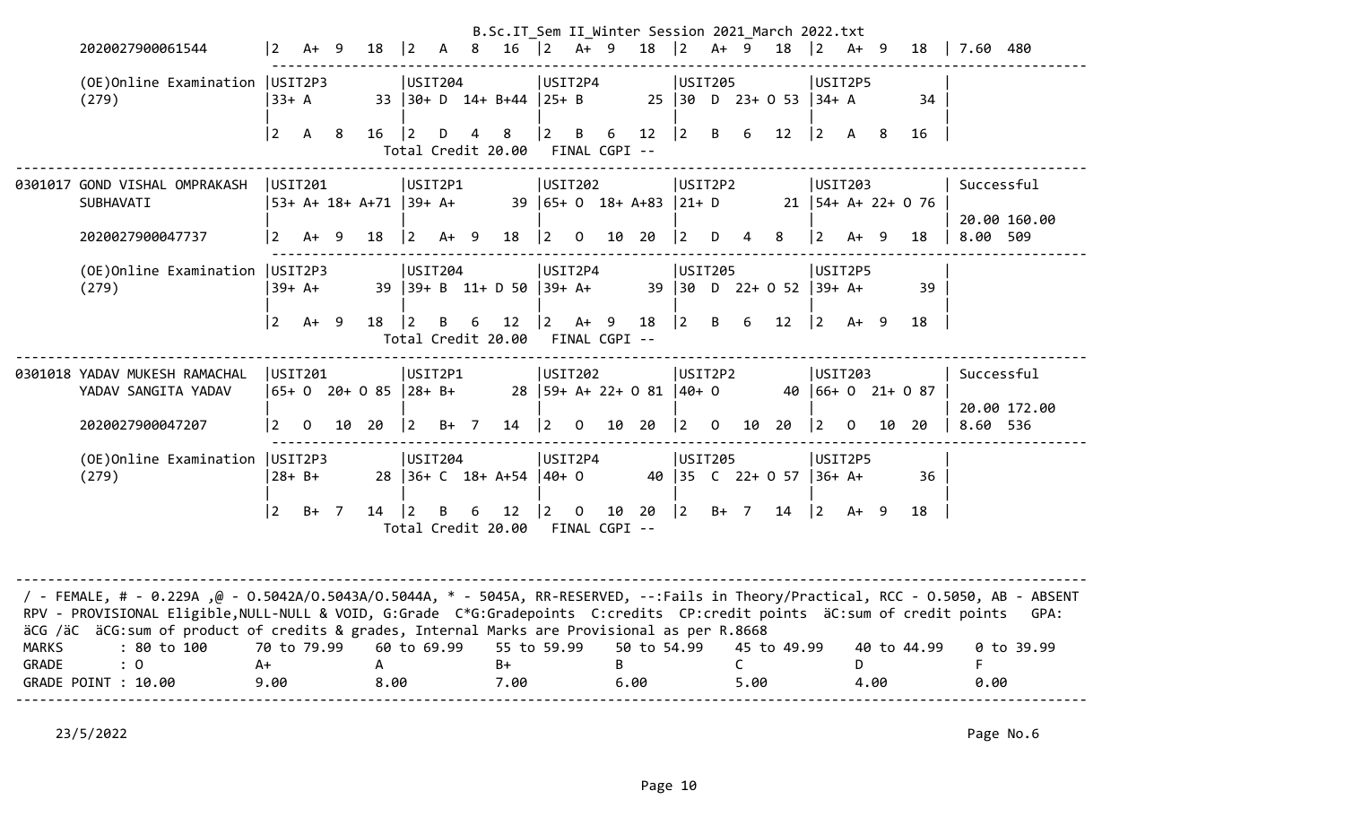```
        2020027900061544      |2   A+  9   18  |2   A   8   16  |2   A+  9   18  |2   A+  9   18  |2   A+  9   18  | 7.60  480
                               -------------------------------------------------------------------------------------------
        (OE)Online Examination |USIT2P3         |USIT204         |USIT2P4         |USIT205         |USIT2P5         |
        (279)                  |33+ A        33 |30+ D  14+ B+44 |25+ B        25 |30  D  23+ O 53 |34+ A        34 |
                               |                |                |                |                |                |
                               |2   A   8   16  |2   D   4   8   |2   B   6   12  |2   B   6   12  |2   A   8   16  |
                                                 Total Credit 20.00   FINAL CGPI --
----------------------------------------------------------------------------------------------------------------------------------
0301017 GOND VISHAL OMPRAKASH  |USIT201         |USIT2P1         |USIT202         |USIT2P2         |USIT203         | Successful
        SUBHAVATI              |53+ A+ 18+ A+71 |39+ A+       39 |65+ O  18+ A+83 |21+ D        21 |54+ A+ 22+ O 76 |
                               |                |                |                |                |                | 20.00 160.00
        2020027900047737       |2   A+  9   18  |2   A+  9   18  |2   O   10  20  |2   D   4   8   |2   A+  9   18  | 8.00  509
                               -------------------------------------------------------------------------------------------
        (OE)Online Examination |USIT2P3         |USIT204         |USIT2P4         |USIT205         |USIT2P5         |
        (279)                  |39+ A+       39 |39+ B  11+ D 50 |39+ A+       39 |30  D  22+ O 52 |39+ A+       39 |
                               |                |                |                |                |                |
                               |2   A+  9   18  |2   B   6   12  |2   A+  9   18  |2   B   6   12  |2   A+  9   18  |
                                                 Total Credit 20.00   FINAL CGPI --
----------------------------------------------------------------------------------------------------------------------------------
0301018 YADAV MUKESH RAMACHAL  |USIT201         |USIT2P1         |USIT202         |USIT2P2         |USIT203         | Successful
        YADAV SANGITA YADAV    |65+ O  20+ O 85 |28+ B+       28 |59+ A+ 22+ O 81 |40+ O        40 |66+ O  21+ O 87 |
                               |                |                |                |                |                | 20.00 172.00
        2020027900047207       |2   O   10  20  |2   B+  7   14  |2   O   10  20  |2   O   10  20  |2   O   10  20  | 8.60  536
                               -------------------------------------------------------------------------------------------
        (OE)Online Examination |USIT2P3         |USIT204         |USIT2P4         |USIT205         |USIT2P5         |
        (279)                  |28+ B+       28 |36+ C  18+ A+54 |40+ O        40 |35  C  22+ O 57 |36+ A+       36 |
                               |                |                |                |                |                |
                               |2   B+  7   14  |2   B   6   12  |2   O   10  20  |2   B+  7   14  |2   A+  9   18  |
                                                 Total Credit 20.00   FINAL CGPI --


----------------------------------------------------------------------------------------------------------------------------------
 / - FEMALE, # - 0.229A ,@ - O.5042A/O.5043A/O.5044A, * - 5045A, RR-RESERVED, --:Fails in Theory/Practical, RCC - O.5050, AB - ABSENT
 RPV - PROVISIONAL Eligible,NULL-NULL & VOID, G:Grade  C*G:Gradepoints  C:credits  CP:credit points  äC:sum of credit points   GPA:
 äCG /äC  äCG:sum of product of credits & grades, Internal Marks are Provisional as per R.8668
 MARKS       : 80 to 100      70 to 79.99    60 to 69.99    55 to 59.99    50 to 54.99    45 to 49.99    40 to 44.99    0 to 39.99
 GRADE       : O              A+             A              B+             B              C              D              F
 GRADE POINT : 10.00          9.00           8.00           7.00           6.00           5.00           4.00           0.00
----------------------------------------------------------------------------------------------------------------------------------

     23/5/2022                                                                                                         Page No.6
```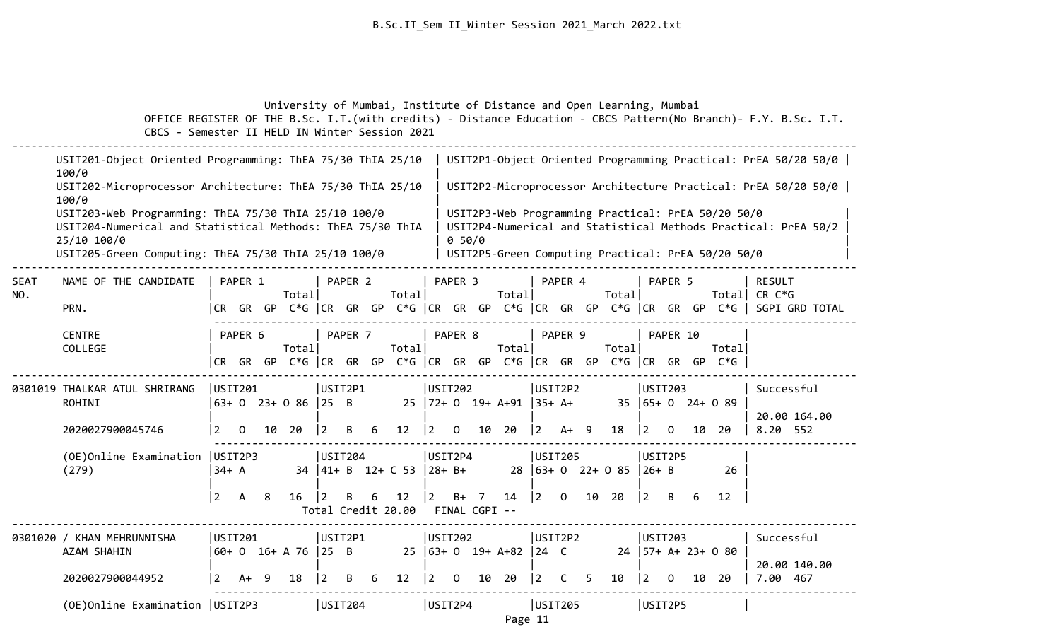University of Mumbai, Institute of Distance and Open Learning, Mumbai

OFFICE REGISTER OF THE B.Sc. I.T.(with credits) - Distance Education - CBCS Pattern(No Branch)- F.Y. B.Sc. I.T. CBCS - Semester II HELD IN Winter Session 2021

| | |
|---|---|
| USIT201-Object Oriented Programming: ThEA 75/30 ThIA 25/10 100/0 | USIT2P1-Object Oriented Programming Practical: PrEA 50/20 50/0 |
| USIT202-Microprocessor Architecture: ThEA 75/30 ThIA 25/10 100/0 | USIT2P2-Microprocessor Architecture Practical: PrEA 50/20 50/0 |
| USIT203-Web Programming: ThEA 75/30 ThIA 25/10 100/0 | USIT2P3-Web Programming Practical: PrEA 50/20 50/0 |
| USIT204-Numerical and Statistical Methods: ThEA 75/30 ThIA 25/10 100/0 | USIT2P4-Numerical and Statistical Methods Practical: PrEA 50/20 50/0 |
| USIT205-Green Computing: ThEA 75/30 ThIA 25/10 100/0 | USIT2P5-Green Computing Practical: PrEA 50/20 50/0 |

| SEAT NO. | NAME OF THE CANDIDATE / PRN. / CENTRE / COLLEGE | PAPER 1 / PAPER 6 (CR GR GP C*G, Total) | PAPER 2 / PAPER 7 (CR GR GP C*G, Total) | PAPER 3 / PAPER 8 (CR GR GP C*G, Total) | PAPER 4 / PAPER 9 (CR GR GP C*G, Total) | PAPER 5 / PAPER 10 (CR GR GP C*G, Total) | RESULT / CR C*G / SGPI GRD TOTAL |
|---|---|---|---|---|---|---|---|
| 0301019 | THALKAR ATUL SHRIRANG ROHINI | USIT201 63+ O 23+ O 86 | USIT2P1 25 B 25 | USIT202 72+ O 19+ A+ 91 | USIT2P2 35+ A+ 35 | USIT203 65+ O 24+ O 89 | Successful |
| | 2020027900045746 | 2 O 10 20 | 2 B 6 12 | 2 O 10 20 | 2 A+ 9 18 | 2 O 10 20 | 20.00 164.00 / 8.20 552 |
| | (OE)Online Examination (279) | USIT2P3 34+ A 34 | USIT204 41+ B 12+ C 53 | USIT2P4 28+ B+ 28 | USIT205 63+ O 22+ O 85 | USIT2P5 26+ B 26 | |
| | | 2 A 8 16 | 2 B 6 12 | 2 B+ 7 14 | 2 O 10 20 | 2 B 6 12 | |
| | | | Total Credit 20.00 | FINAL CGPI -- | | | |
| 0301020 | / KHAN MEHRUNNISHA AZAM SHAHIN | USIT201 60+ O 16+ A 76 | USIT2P1 25 B 25 | USIT202 63+ O 19+ A+ 82 | USIT2P2 24 C 24 | USIT203 57+ A+ 23+ O 80 | Successful |
| | 2020027900044952 | 2 A+ 9 18 | 2 B 6 12 | 2 O 10 20 | 2 C 5 10 | 2 O 10 20 | 20.00 140.00 / 7.00 467 |
| | (OE)Online Examination | USIT2P3 | USIT204 | USIT2P4 | USIT205 | USIT2P5 | |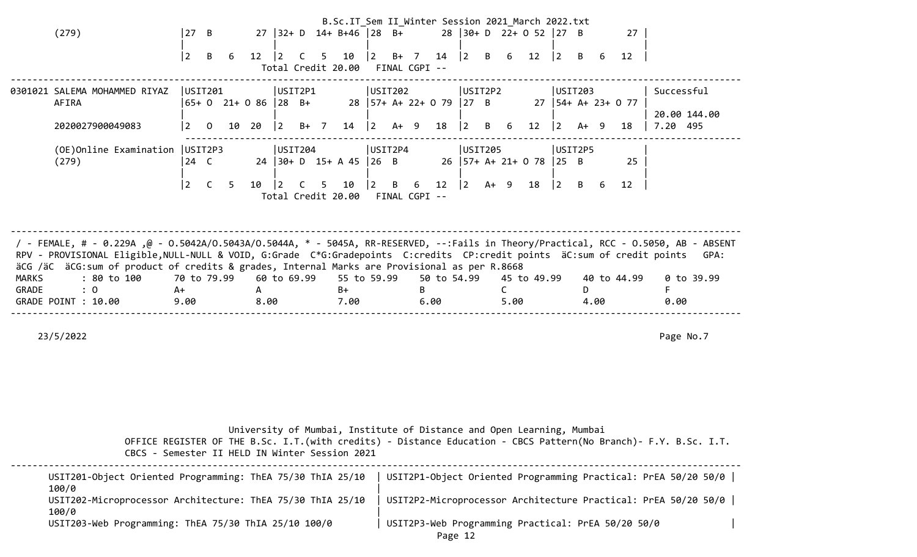```
       (279)                  |27  B        27 |32+ D  14+ B+46 |28  B+       28 |30+ D  22+ O 52 |27  B        27 |
                              |                |                |                |                |                |
                              |2   B   6   12  |2   C   5   10  |2   B+  7   14  |2   B   6   12  |2   B   6   12  |
                                                Total Credit 20.00   FINAL CGPI --
--------------------------------------------------------------------------------------------------------------------------------
0301021 SALEMA MOHAMMED RIYAZ |USIT201         |USIT2P1         |USIT202         |USIT2P2         |USIT203         | Successful
        AFIRA                 |65+ O  21+ O 86 |28  B+       28 |57+ A+ 22+ O 79 |27  B        27 |54+ A+ 23+ O 77 |
                              |                |                |                |                |                | 20.00 144.00
        2020027900049083      |2   O   10  20  |2   B+  7   14  |2   A+  9   18  |2   B   6   12  |2   A+  9   18  | 7.20  495
                              ---------------------------------------------------------------------------------
        (OE)Online Examination |USIT2P3        |USIT204         |USIT2P4         |USIT205         |USIT2P5         |
        (279)                 |24  C        24 |30+ D  15+ A 45 |26  B        26 |57+ A+ 21+ O 78 |25  B        25 |
                              |                |                |                |                |                |
                              |2   C   5   10  |2   C   5   10  |2   B   6   12  |2   A+  9   18  |2   B   6   12  |
                                                Total Credit 20.00   FINAL CGPI --
```

---

/ - FEMALE, # - 0.229A ,@ - O.5042A/O.5043A/O.5044A, * - 5045A, RR-RESERVED, --:Fails in Theory/Practical, RCC - O.5050, AB - ABSENT
RPV - PROVISIONAL Eligible,NULL-NULL & VOID, G:Grade C*G:Gradepoints C:credits CP:credit points äC:sum of credit points GPA: äCG /äC äCG:sum of product of credits & grades, Internal Marks are Provisional as per R.8668

| MARKS | : 80 to 100 | 70 to 79.99 | 60 to 69.99 | 55 to 59.99 | 50 to 54.99 | 45 to 49.99 | 40 to 44.99 | 0 to 39.99 |
|---|---|---|---|---|---|---|---|---|
| GRADE | : O | A+ | A | B+ | B | C | D | F |
| GRADE POINT | : 10.00 | 9.00 | 8.00 | 7.00 | 6.00 | 5.00 | 4.00 | 0.00 |

---

23/5/2022

University of Mumbai, Institute of Distance and Open Learning, Mumbai
OFFICE REGISTER OF THE B.Sc. I.T.(with credits) - Distance Education - CBCS Pattern(No Branch)- F.Y. B.Sc. I.T. CBCS - Semester II HELD IN Winter Session 2021

---

| | |
|---|---|
| USIT201-Object Oriented Programming: ThEA 75/30 ThIA 25/10 100/0 | USIT2P1-Object Oriented Programming Practical: PrEA 50/20 50/0 |
| USIT202-Microprocessor Architecture: ThEA 75/30 ThIA 25/10 100/0 | USIT2P2-Microprocessor Architecture Practical: PrEA 50/20 50/0 |
| USIT203-Web Programming: ThEA 75/30 ThIA 25/10 100/0 | USIT2P3-Web Programming Practical: PrEA 50/20 50/0 |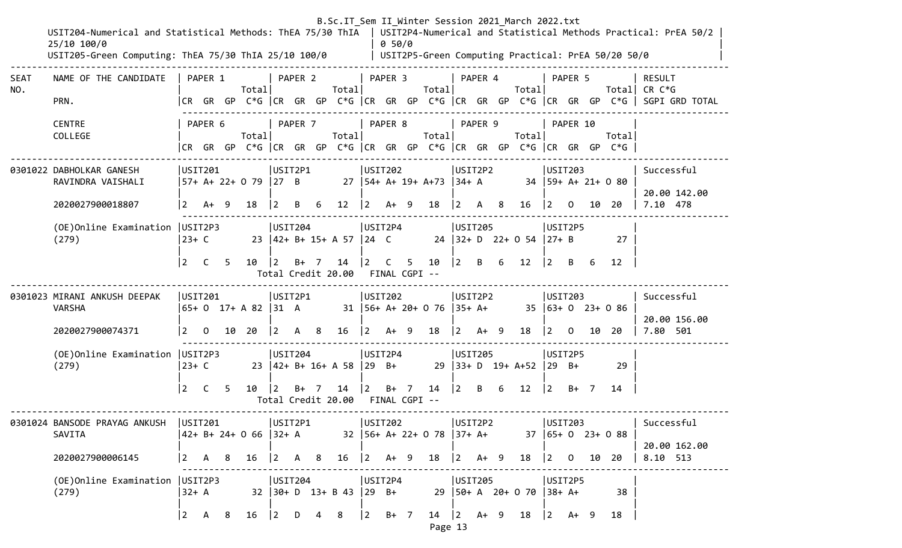B.Sc.IT_Sem II_Winter Session 2021_March 2022.txt

USIT204-Numerical and Statistical Methods: ThEA 75/30 ThIA 25/10 100/0 | USIT2P4-Numerical and Statistical Methods Practical: PrEA 50/20 50/0

USIT205-Green Computing: ThEA 75/30 ThIA 25/10 100/0 | USIT2P5-Green Computing Practical: PrEA 50/20 50/0

```
--------------------------------------------------------------------------------------------------------------------------------------------------------
SEAT    NAME OF THE CANDIDATE   | PAPER 1          | PAPER 2          | PAPER 3          | PAPER 4          | PAPER 5          | RESULT
NO.                             |            Total|            Total|            Total|            Total|            Total| CR C*G
        PRN.                    |CR  GR  GP  C*G  |CR  GR  GP  C*G  |CR  GR  GP  C*G  |CR  GR  GP  C*G  |CR  GR  GP  C*G  | SGPI GRD TOTAL
                                 -----------------------------------------------------------------------------------------
        CENTRE                  | PAPER 6          | PAPER 7          | PAPER 8          | PAPER 9          | PAPER 10         |
        COLLEGE                 |            Total|            Total|            Total|            Total|            Total|
                                |CR  GR  GP  C*G  |CR  GR  GP  C*G  |CR  GR  GP  C*G  |CR  GR  GP  C*G  |CR  GR  GP  C*G  |
--------------------------------------------------------------------------------------------------------------------------------------------------------
0301022 DABHOLKAR GANESH        |USIT201          |USIT2P1          |USIT202          |USIT2P2          |USIT203          | Successful
        RAVINDRA VAISHALI       |57+ A+ 22+ O 79  |27  B         27 |54+ A+ 19+ A+73  |34+ A         34 |59+ A+ 21+ O 80  |
                                |                 |                 |                 |                 |                 | 20.00 142.00
        2020027900018807        |2   A+  9   18   |2   B   6   12   |2   A+  9   18   |2   A   8   16   |2   O   10  20   | 7.10  478
                                 -----------------------------------------------------------------------------------------
        (OE)Online Examination  |USIT2P3          |USIT204          |USIT2P4          |USIT205          |USIT2P5          |
        (279)                   |23+ C         23 |42+ B+ 15+ A 57  |24  C         24 |32+ D  22+ O 54  |27+ B         27 |
                                |                 |                 |                 |                 |                 |
                                |2   C   5   10   |2   B+  7   14   |2   C   5   10   |2   B   6   12   |2   B   6   12   |
                                          Total Credit 20.00   FINAL CGPI --
--------------------------------------------------------------------------------------------------------------------------------------------------------
0301023 MIRANI ANKUSH DEEPAK    |USIT201          |USIT2P1          |USIT202          |USIT2P2          |USIT203          | Successful
        VARSHA                  |65+ O  17+ A 82  |31  A         31 |56+ A+ 20+ O 76  |35+ A+        35 |63+ O  23+ O 86  |
                                |                 |                 |                 |                 |                 | 20.00 156.00
        2020027900074371        |2   O   10  20   |2   A   8   16   |2   A+  9   18   |2   A+  9   18   |2   O   10  20   | 7.80  501
                                 -----------------------------------------------------------------------------------------
        (OE)Online Examination  |USIT2P3          |USIT204          |USIT2P4          |USIT205          |USIT2P5          |
        (279)                   |23+ C         23 |42+ B+ 16+ A 58  |29  B+        29 |33+ D  19+ A+52  |29  B+        29 |
                                |                 |                 |                 |                 |                 |
                                |2   C   5   10   |2   B+  7   14   |2   B+  7   14   |2   B   6   12   |2   B+  7   14   |
                                          Total Credit 20.00   FINAL CGPI --
--------------------------------------------------------------------------------------------------------------------------------------------------------
0301024 BANSODE PRAYAG ANKUSH   |USIT201          |USIT2P1          |USIT202          |USIT2P2          |USIT203          | Successful
        SAVITA                  |42+ B+ 24+ O 66  |32+ A         32 |56+ A+ 22+ O 78  |37+ A+        37 |65+ O  23+ O 88  |
                                |                 |                 |                 |                 |                 | 20.00 162.00
        2020027900006145        |2   A   8   16   |2   A   8   16   |2   A+  9   18   |2   A+  9   18   |2   O   10  20   | 8.10  513
                                 -----------------------------------------------------------------------------------------
        (OE)Online Examination  |USIT2P3          |USIT204          |USIT2P4          |USIT205          |USIT2P5          |
        (279)                   |32+ A         32 |30+ D  13+ B 43  |29  B+        29 |50+ A  20+ O 70  |38+ A+        38 |
                                |                 |                 |                 |                 |                 |
                                |2   A   8   16   |2   D   4   8    |2   B+  7   14   |2   A+  9   18   |2   A+  9   18   |
```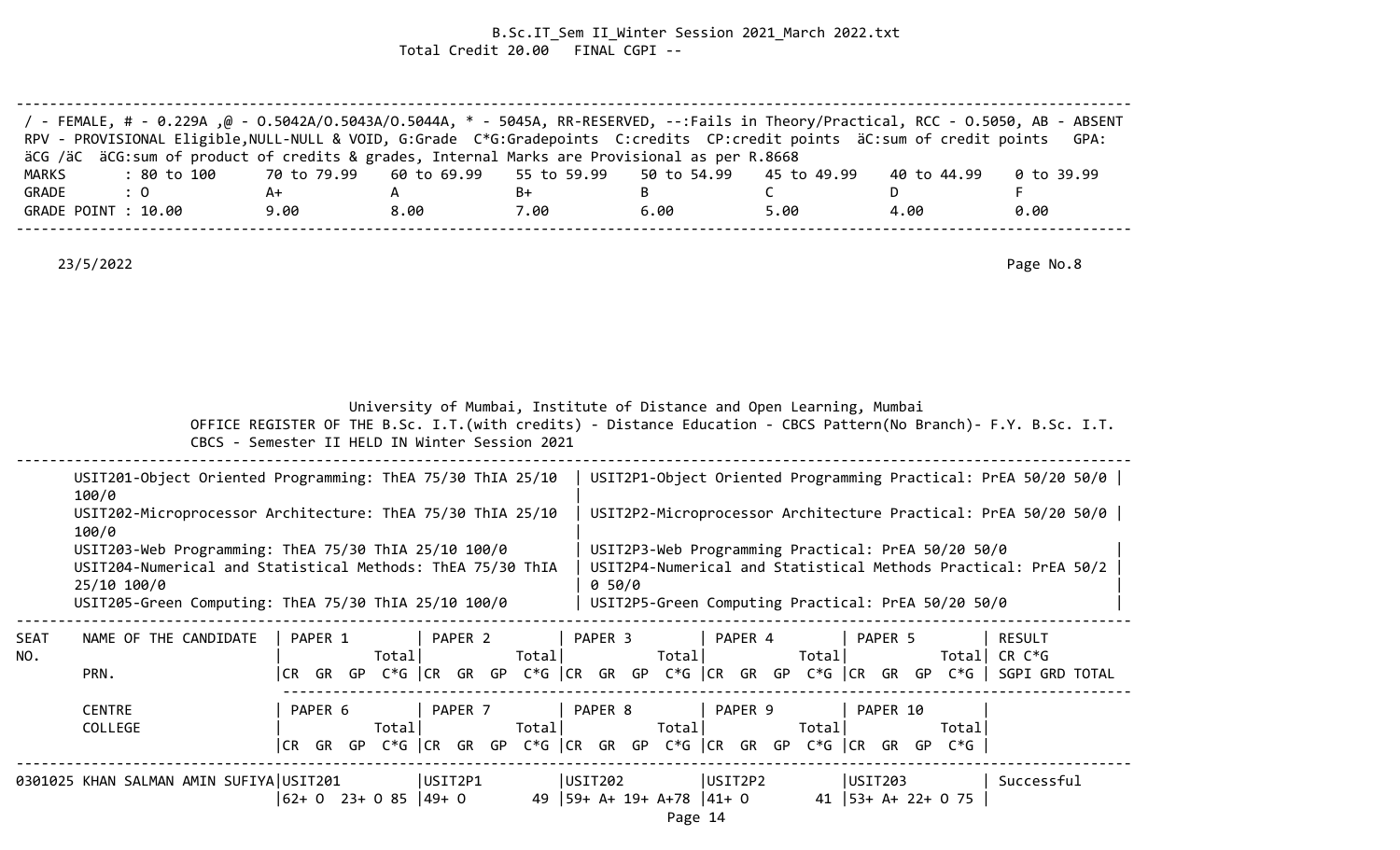Total Credit 20.00   FINAL CGPI --

/ - FEMALE, # - 0.229A ,@ - O.5042A/O.5043A/O.5044A, * - 5045A, RR-RESERVED, --:Fails in Theory/Practical, RCC - O.5050, AB - ABSENT
RPV - PROVISIONAL Eligible,NULL-NULL & VOID, G:Grade  C*G:Gradepoints  C:credits  CP:credit points  äC:sum of credit points   GPA: äCG /äC  äCG:sum of product of credits & grades, Internal Marks are Provisional as per R.8668

| MARKS | : 80 to 100 | 70 to 79.99 | 60 to 69.99 | 55 to 59.99 | 50 to 54.99 | 45 to 49.99 | 40 to 44.99 | 0 to 39.99 |
|---|---|---|---|---|---|---|---|---|
| GRADE | : O | A+ | A | B+ | B | C | D | F |
| GRADE POINT | : 10.00 | 9.00 | 8.00 | 7.00 | 6.00 | 5.00 | 4.00 | 0.00 |

23/5/2022

University of Mumbai, Institute of Distance and Open Learning, Mumbai

OFFICE REGISTER OF THE B.Sc. I.T.(with credits) - Distance Education - CBCS Pattern(No Branch)- F.Y. B.Sc. I.T.
CBCS - Semester II HELD IN Winter Session 2021

| | |
|---|---|
| USIT201-Object Oriented Programming: ThEA 75/30 ThIA 25/10 100/0 | USIT2P1-Object Oriented Programming Practical: PrEA 50/20 50/0 |
| USIT202-Microprocessor Architecture: ThEA 75/30 ThIA 25/10 100/0 | USIT2P2-Microprocessor Architecture Practical: PrEA 50/20 50/0 |
| USIT203-Web Programming: ThEA 75/30 ThIA 25/10 100/0 | USIT2P3-Web Programming Practical: PrEA 50/20 50/0 |
| USIT204-Numerical and Statistical Methods: ThEA 75/30 ThIA 25/10 100/0 | USIT2P4-Numerical and Statistical Methods Practical: PrEA 50/20 50/0 |
| USIT205-Green Computing: ThEA 75/30 ThIA 25/10 100/0 | USIT2P5-Green Computing Practical: PrEA 50/20 50/0 |

| SEAT NO. | NAME OF THE CANDIDATE / PRN. | PAPER 1 (CR GR GP Total C*G) | PAPER 2 (CR GR GP Total C*G) | PAPER 3 (CR GR GP Total C*G) | PAPER 4 (CR GR GP Total C*G) | PAPER 5 (CR GR GP Total C*G) | RESULT CR C*G SGPI GRD TOTAL |
|---|---|---|---|---|---|---|---|
| | CENTRE / COLLEGE | PAPER 6 (CR GR GP Total C*G) | PAPER 7 (CR GR GP Total C*G) | PAPER 8 (CR GR GP Total C*G) | PAPER 9 (CR GR GP Total C*G) | PAPER 10 (CR GR GP Total C*G) | |
| 0301025 | KHAN SALMAN AMIN SUFIYA | USIT201 | USIT2P1 | USIT202 | USIT2P2 | USIT203 | Successful |
| | | 62+ O 23+ O 85 | 49+ O 49 | 59+ A+ 19+ A+78 | 41+ O 41 | 53+ A+ 22+ O 75 | |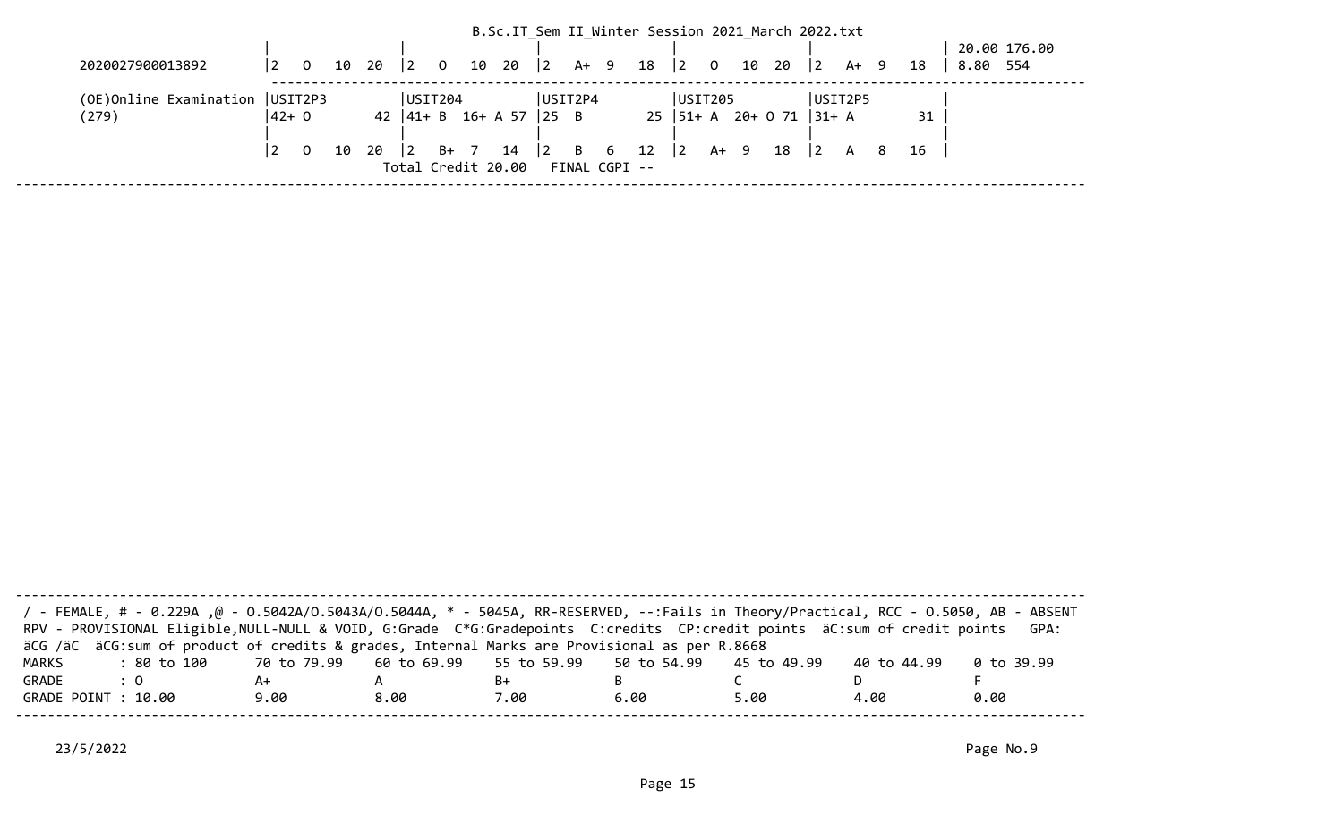| | | | | | | |
|---|---|---|---|---|---|---|
| 2020027900013892 | 2 O 10 20 | 2 O 10 20 | 2 A+ 9 18 | 2 O 10 20 | 2 A+ 9 18 | 20.00 176.00 8.80 554 |
| (OE)Online Examination (279) | USIT2P3 42+ O 42 | USIT204 41+ B 16+ A 57 | USIT2P4 25 B 25 | USIT205 51+ A 20+ O 71 | USIT2P5 31+ A 31 | |
| | 2 O 10 20 | 2 B+ 7 14 | 2 B 6 12 | 2 A+ 9 18 | 2 A 8 16 | |

Total Credit 20.00 FINAL CGPI --

/ - FEMALE, # - 0.229A ,@ - O.5042A/O.5043A/O.5044A, * - 5045A, RR-RESERVED, --:Fails in Theory/Practical, RCC - O.5050, AB - ABSENT
RPV - PROVISIONAL Eligible,NULL-NULL & VOID, G:Grade C*G:Gradepoints C:credits CP:credit points äC:sum of credit points GPA: äCG /äC äCG:sum of product of credits & grades, Internal Marks are Provisional as per R.8668

| MARKS | : 80 to 100 | 70 to 79.99 | 60 to 69.99 | 55 to 59.99 | 50 to 54.99 | 45 to 49.99 | 40 to 44.99 | 0 to 39.99 |
|---|---|---|---|---|---|---|---|---|
| GRADE | : O | A+ | A | B+ | B | C | D | F |
| GRADE POINT | : 10.00 | 9.00 | 8.00 | 7.00 | 6.00 | 5.00 | 4.00 | 0.00 |

23/5/2022 Page No.9